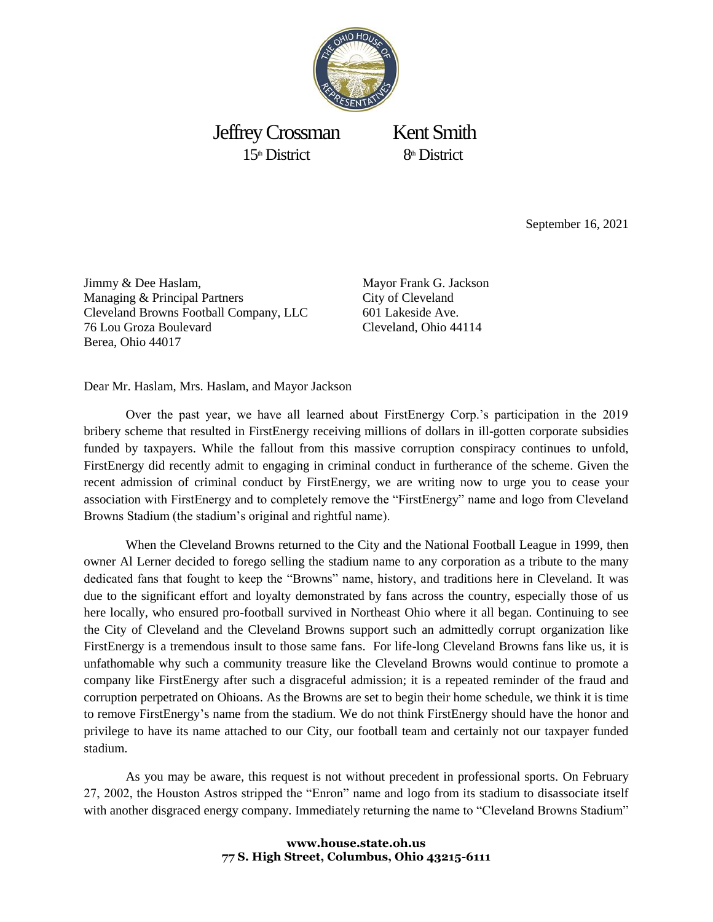Jeffrey Crossman
15th District

Kent Smith
8th District

September 16, 2021

Jimmy & Dee Haslam,
Managing & Principal Partners
Cleveland Browns Football Company, LLC
76 Lou Groza Boulevard
Berea, Ohio 44017

Mayor Frank G. Jackson
City of Cleveland
601 Lakeside Ave.
Cleveland, Ohio 44114

Dear Mr. Haslam, Mrs. Haslam, and Mayor Jackson

Over the past year, we have all learned about FirstEnergy Corp.'s participation in the 2019 bribery scheme that resulted in FirstEnergy receiving millions of dollars in ill-gotten corporate subsidies funded by taxpayers. While the fallout from this massive corruption conspiracy continues to unfold, FirstEnergy did recently admit to engaging in criminal conduct in furtherance of the scheme. Given the recent admission of criminal conduct by FirstEnergy, we are writing now to urge you to cease your association with FirstEnergy and to completely remove the "FirstEnergy" name and logo from Cleveland Browns Stadium (the stadium's original and rightful name).

When the Cleveland Browns returned to the City and the National Football League in 1999, then owner Al Lerner decided to forego selling the stadium name to any corporation as a tribute to the many dedicated fans that fought to keep the "Browns" name, history, and traditions here in Cleveland. It was due to the significant effort and loyalty demonstrated by fans across the country, especially those of us here locally, who ensured pro-football survived in Northeast Ohio where it all began. Continuing to see the City of Cleveland and the Cleveland Browns support such an admittedly corrupt organization like FirstEnergy is a tremendous insult to those same fans. For life-long Cleveland Browns fans like us, it is unfathomable why such a community treasure like the Cleveland Browns would continue to promote a company like FirstEnergy after such a disgraceful admission; it is a repeated reminder of the fraud and corruption perpetrated on Ohioans. As the Browns are set to begin their home schedule, we think it is time to remove FirstEnergy's name from the stadium. We do not think FirstEnergy should have the honor and privilege to have its name attached to our City, our football team and certainly not our taxpayer funded stadium.

As you may be aware, this request is not without precedent in professional sports. On February 27, 2002, the Houston Astros stripped the "Enron" name and logo from its stadium to disassociate itself with another disgraced energy company. Immediately returning the name to "Cleveland Browns Stadium"

**www.house.state.oh.us**
**77 S. High Street, Columbus, Ohio 43215-6111**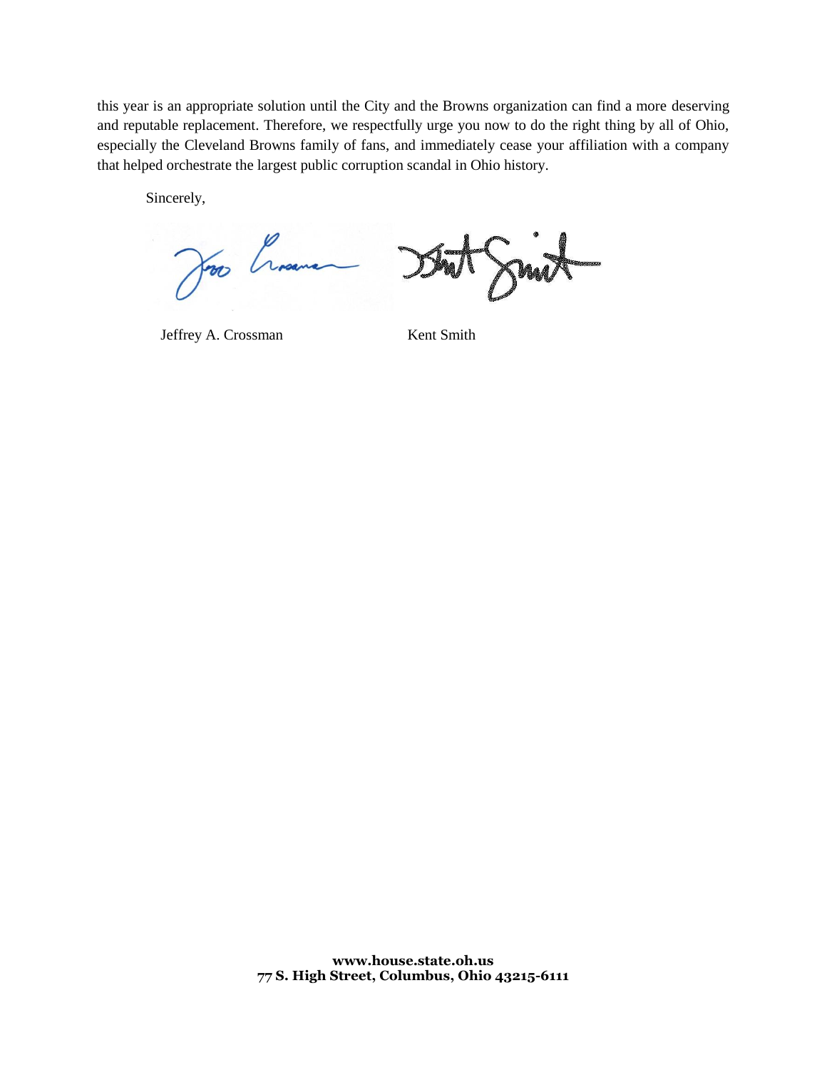this year is an appropriate solution until the City and the Browns organization can find a more deserving and reputable replacement. Therefore, we respectfully urge you now to do the right thing by all of Ohio, especially the Cleveland Browns family of fans, and immediately cease your affiliation with a company that helped orchestrate the largest public corruption scandal in Ohio history.

Sincerely,

Jeffrey A. Crossman Kent Smith

**www.house.state.oh.us**
**77 S. High Street, Columbus, Ohio 43215-6111**